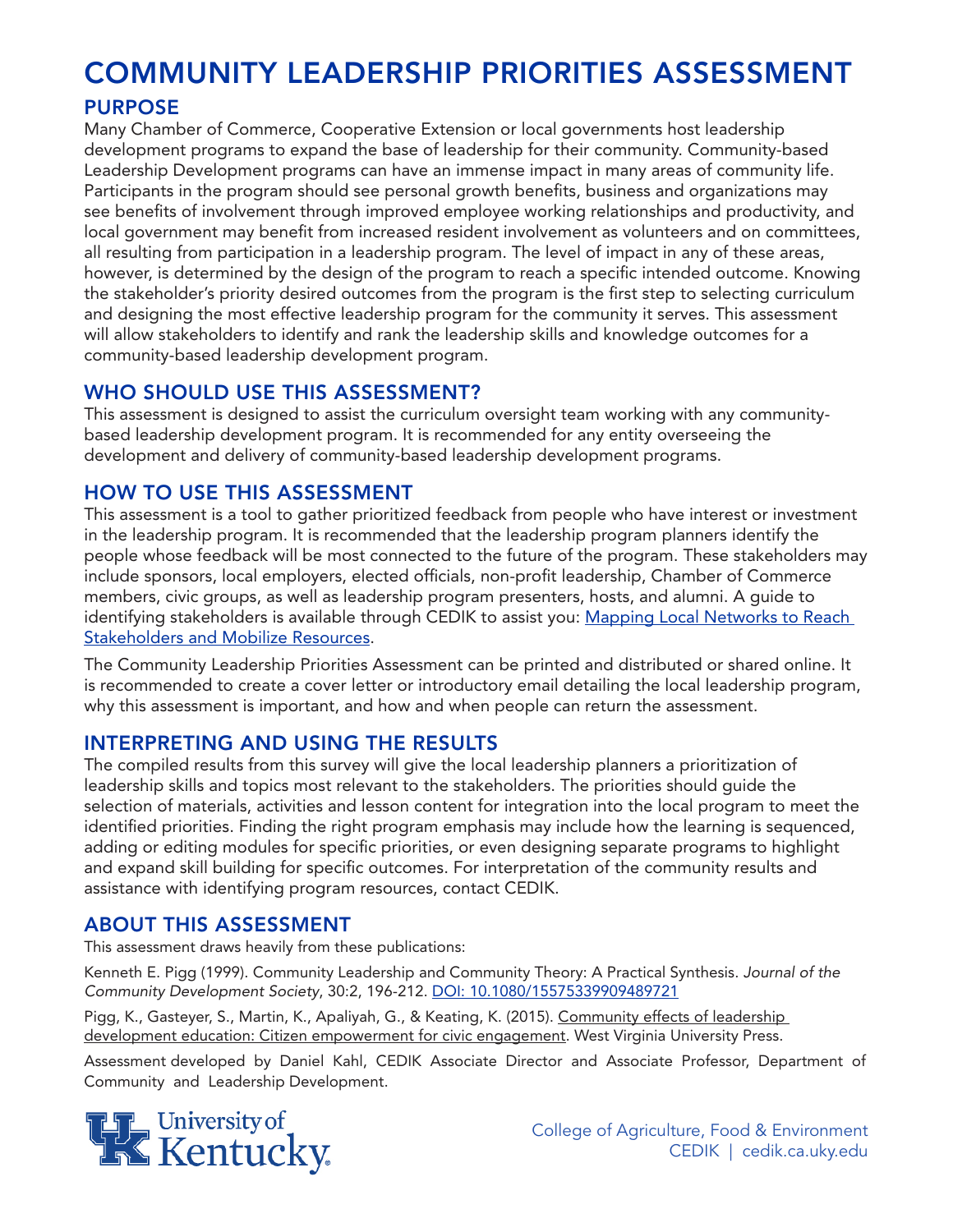# COMMUNITY LEADERSHIP PRIORITIES ASSESSMENT

## PURPOSE

Many Chamber of Commerce, Cooperative Extension or local governments host leadership development programs to expand the base of leadership for their community. Community-based Leadership Development programs can have an immense impact in many areas of community life. Participants in the program should see personal growth benefits, business and organizations may see benefits of involvement through improved employee working relationships and productivity, and local government may benefit from increased resident involvement as volunteers and on committees, all resulting from participation in a leadership program. The level of impact in any of these areas, however, is determined by the design of the program to reach a specific intended outcome. Knowing the stakeholder's priority desired outcomes from the program is the first step to selecting curriculum and designing the most effective leadership program for the community it serves. This assessment will allow stakeholders to identify and rank the leadership skills and knowledge outcomes for a community-based leadership development program.

## WHO SHOULD USE THIS ASSESSMENT?

This assessment is designed to assist the curriculum oversight team working with any community-based leadership development program. It is recommended for any entity overseeing the development and delivery of community-based leadership development programs.

## HOW TO USE THIS ASSESSMENT

This assessment is a tool to gather prioritized feedback from people who have interest or investment in the leadership program. It is recommended that the leadership program planners identify the people whose feedback will be most connected to the future of the program. These stakeholders may include sponsors, local employers, elected officials, non-profit leadership, Chamber of Commerce members, civic groups, as well as leadership program presenters, hosts, and alumni. A guide to identifying stakeholders is available through CEDIK to assist you: Mapping Local Networks to Reach Stakeholders and Mobilize Resources.

The Community Leadership Priorities Assessment can be printed and distributed or shared online. It is recommended to create a cover letter or introductory email detailing the local leadership program, why this assessment is important, and how and when people can return the assessment.

## INTERPRETING AND USING THE RESULTS

The compiled results from this survey will give the local leadership planners a prioritization of leadership skills and topics most relevant to the stakeholders. The priorities should guide the selection of materials, activities and lesson content for integration into the local program to meet the identified priorities. Finding the right program emphasis may include how the learning is sequenced, adding or editing modules for specific priorities, or even designing separate programs to highlight and expand skill building for specific outcomes. For interpretation of the community results and assistance with identifying program resources, contact CEDIK.

## ABOUT THIS ASSESSMENT

This assessment draws heavily from these publications:

Kenneth E. Pigg (1999). Community Leadership and Community Theory: A Practical Synthesis. *Journal of the Community Development Society*, 30:2, 196-212. DOI: 10.1080/15575339909489721

Pigg, K., Gasteyer, S., Martin, K., Apaliyah, G., & Keating, K. (2015). Community effects of leadership development education: Citizen empowerment for civic engagement. West Virginia University Press.

Assessment developed by Daniel Kahl, CEDIK Associate Director and Associate Professor, Department of Community and Leadership Development.

University of Kentucky

College of Agriculture, Food & Environment
CEDIK | cedik.ca.uky.edu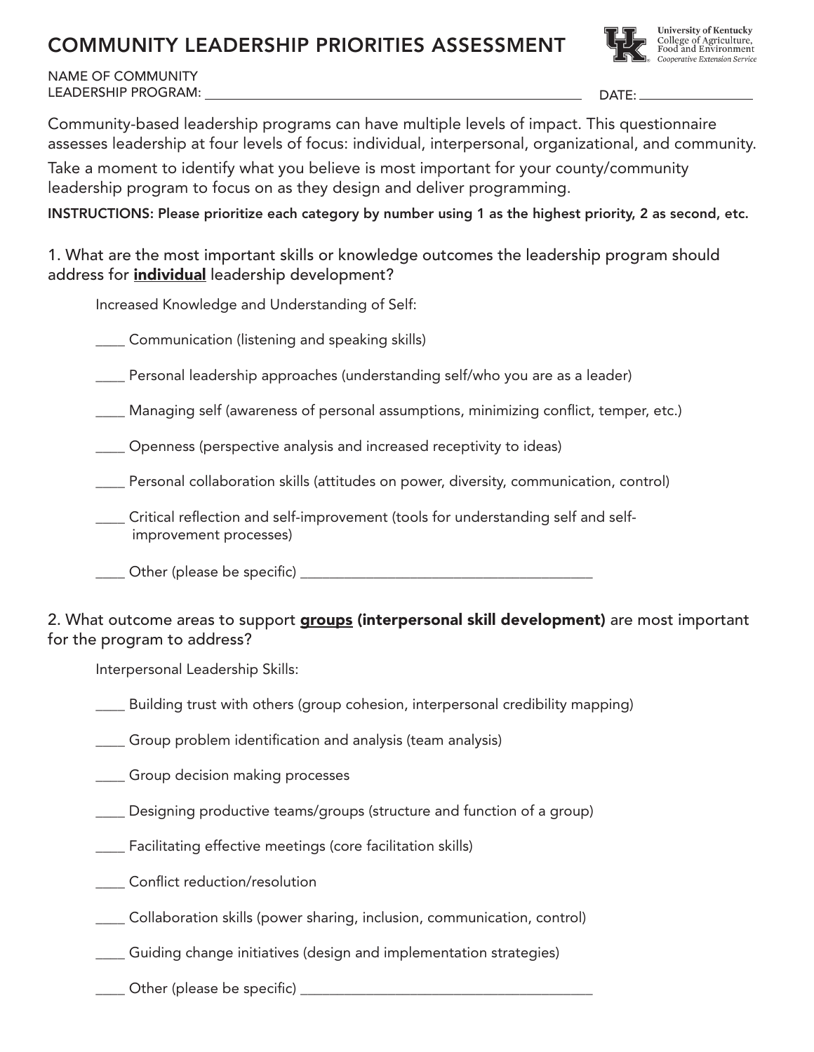# COMMUNITY LEADERSHIP PRIORITIES ASSESSMENT

University of Kentucky
College of Agriculture, Food and Environment
*Cooperative Extension Service*

NAME OF COMMUNITY LEADERSHIP PROGRAM: ______________________________ DATE: ______________

Community-based leadership programs can have multiple levels of impact. This questionnaire assesses leadership at four levels of focus: individual, interpersonal, organizational, and community.

Take a moment to identify what you believe is most important for your county/community leadership program to focus on as they design and deliver programming.

**INSTRUCTIONS: Please prioritize each category by number using 1 as the highest priority, 2 as second, etc.**

1. What are the most important skills or knowledge outcomes the leadership program should address for **individual** leadership development?

Increased Knowledge and Understanding of Self:

____ Communication (listening and speaking skills)

____ Personal leadership approaches (understanding self/who you are as a leader)

____ Managing self (awareness of personal assumptions, minimizing conflict, temper, etc.)

____ Openness (perspective analysis and increased receptivity to ideas)

____ Personal collaboration skills (attitudes on power, diversity, communication, control)

____ Critical reflection and self-improvement (tools for understanding self and self-improvement processes)

____ Other (please be specific) ______________________________

2. What outcome areas to support **groups (interpersonal skill development)** are most important for the program to address?

Interpersonal Leadership Skills:

____ Building trust with others (group cohesion, interpersonal credibility mapping)

____ Group problem identification and analysis (team analysis)

____ Group decision making processes

____ Designing productive teams/groups (structure and function of a group)

____ Facilitating effective meetings (core facilitation skills)

____ Conflict reduction/resolution

____ Collaboration skills (power sharing, inclusion, communication, control)

____ Guiding change initiatives (design and implementation strategies)

____ Other (please be specific) ______________________________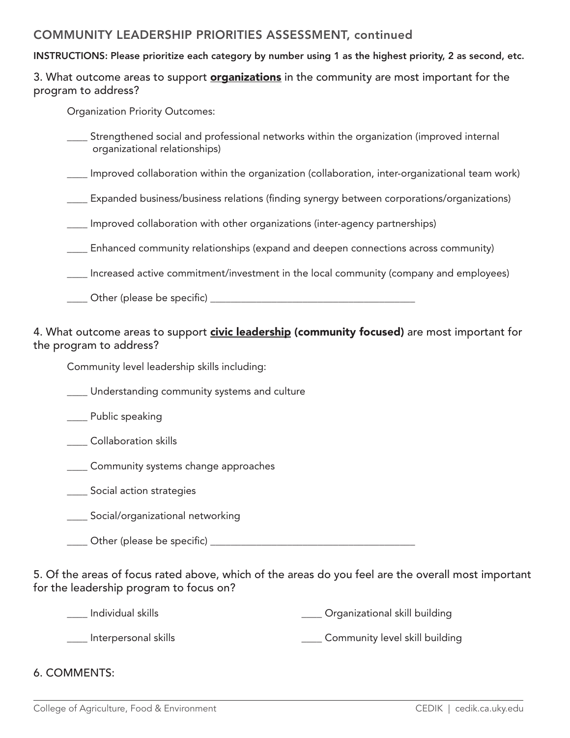## COMMUNITY LEADERSHIP PRIORITIES ASSESSMENT, continued

**INSTRUCTIONS: Please prioritize each category by number using 1 as the highest priority, 2 as second, etc.**

3. What outcome areas to support **organizations** in the community are most important for the program to address?

Organization Priority Outcomes:

____ Strengthened social and professional networks within the organization (improved internal organizational relationships)

____ Improved collaboration within the organization (collaboration, inter-organizational team work)

____ Expanded business/business relations (finding synergy between corporations/organizations)

____ Improved collaboration with other organizations (inter-agency partnerships)

____ Enhanced community relationships (expand and deepen connections across community)

____ Increased active commitment/investment in the local community (company and employees)

____ Other (please be specific) ________________________________________

4. What outcome areas to support **civic leadership (community focused)** are most important for the program to address?

Community level leadership skills including:

____ Understanding community systems and culture

____ Public speaking

____ Collaboration skills

____ Community systems change approaches

____ Social action strategies

____ Social/organizational networking

____ Other (please be specific) ________________________________________

5. Of the areas of focus rated above, which of the areas do you feel are the overall most important for the leadership program to focus on?

____ Individual skills

____ Interpersonal skills

____ Organizational skill building

____ Community level skill building

6. COMMENTS: